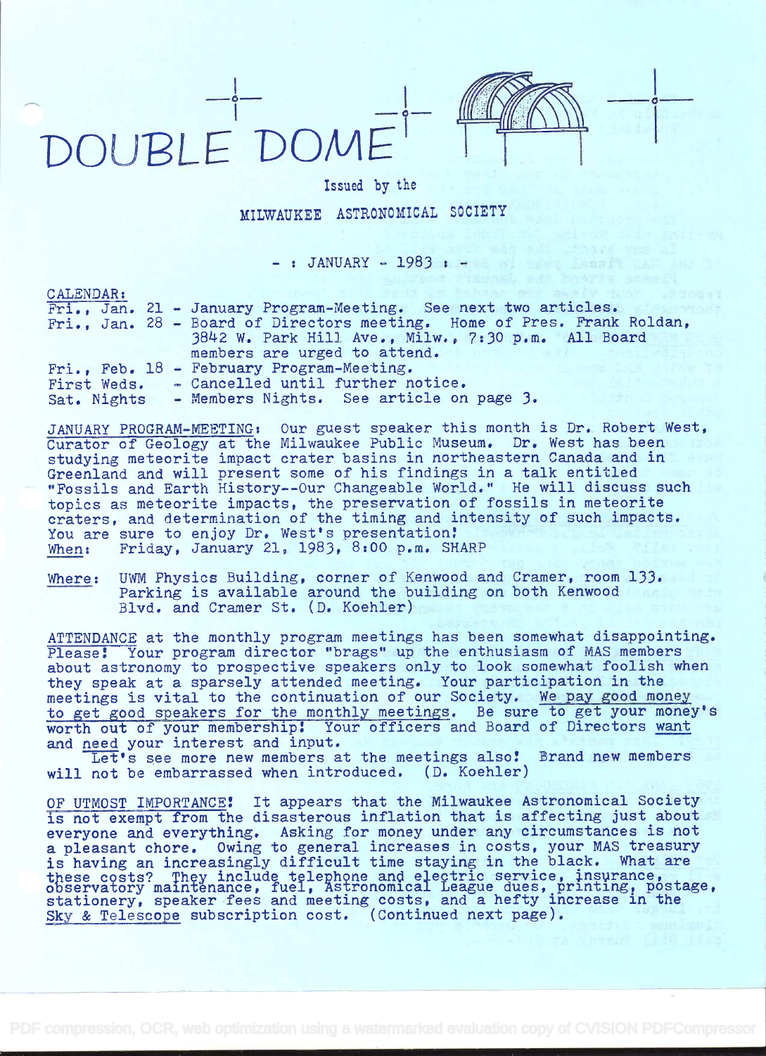# DOUBLE DOME

Issued by the

MILWAUKEE ASTRONOMICAL SOCIETY

- : JANUARY - 1983 : -

CALENDAR:

Fri., Jan. 21 - January Program-Meeting. See next two articles.
Fri., Jan. 28 - Board of Directors meeting. Home of Pres. Frank Roldan, 3842 W. Park Hill Ave., Milw., 7:30 p.m. All Board members are urged to attend.
Fri., Feb. 18 - February Program-Meeting.
First Weds. - Cancelled until further notice.
Sat. Nights - Members Nights. See article on page 3.

JANUARY PROGRAM-MEETING: Our guest speaker this month is Dr. Robert West, Curator of Geology at the Milwaukee Public Museum. Dr. West has been studying meteorite impact crater basins in northeastern Canada and in Greenland and will present some of his findings in a talk entitled "Fossils and Earth History--Our Changeable World." He will discuss such topics as meteorite impacts, the preservation of fossils in meteorite craters, and determination of the timing and intensity of such impacts. You are sure to enjoy Dr. West's presentation!

When: Friday, January 21, 1983, 8:00 p.m. SHARP

Where: UWM Physics Building, corner of Kenwood and Cramer, room 133. Parking is available around the building on both Kenwood Blvd. and Cramer St. (D. Koehler)

ATTENDANCE at the monthly program meetings has been somewhat disappointing. Please! Your program director "brags" up the enthusiasm of MAS members about astronomy to prospective speakers only to look somewhat foolish when they speak at a sparsely attended meeting. Your participation in the meetings is vital to the continuation of our Society. We pay good money to get good speakers for the monthly meetings. Be sure to get your money's worth out of your membership! Your officers and Board of Directors want and need your interest and input.

Let's see more new members at the meetings also! Brand new members will not be embarrassed when introduced. (D. Koehler)

OF UTMOST IMPORTANCE! It appears that the Milwaukee Astronomical Society is not exempt from the disasterous inflation that is affecting just about everyone and everything. Asking for money under any circumstances is not a pleasant chore. Owing to general increases in costs, your MAS treasury is having an increasingly difficult time staying in the black. What are these costs? They include telephone and electric service, insurance, observatory maintenance, fuel, Astronomical League dues, printing, postage, stationery, speaker fees and meeting costs, and a hefty increase in the *Sky & Telescope* subscription cost. (Continued next page).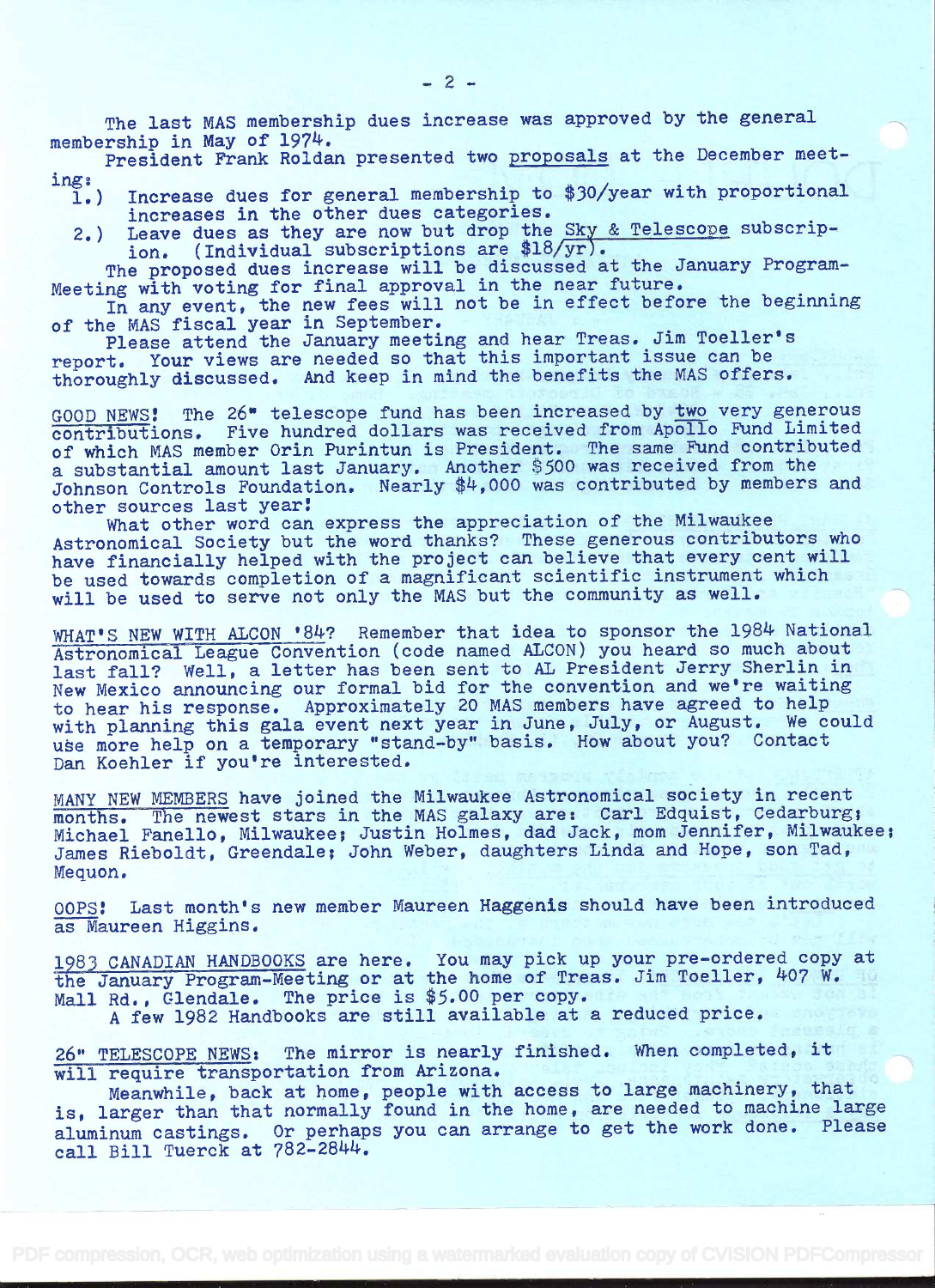The last MAS membership dues increase was approved by the general membership in May of 1974.

President Frank Roldan presented two proposals at the December meeting:

1.) Increase dues for general membership to $30/year with proportional increases in the other dues categories.
2.) Leave dues as they are now but drop the Sky & Telescope subscripion. (Individual subscriptions are $18/yr).

The proposed dues increase will be discussed at the January Program-Meeting with voting for final approval in the near future.

In any event, the new fees will not be in effect before the beginning of the MAS fiscal year in September.

Please attend the January meeting and hear Treas. Jim Toeller's report. Your views are needed so that this important issue can be thoroughly discussed. And keep in mind the benefits the MAS offers.

GOOD NEWS! The 26" telescope fund has been increased by two very generous contributions. Five hundred dollars was received from Apollo Fund Limited of which MAS member Orin Purintun is President. The same Fund contributed a substantial amount last January. Another $500 was received from the Johnson Controls Foundation. Nearly $4,000 was contributed by members and other sources last year!

What other word can express the appreciation of the Milwaukee Astronomical Society but the word thanks? These generous contributors who have financially helped with the project can believe that every cent will be used towards completion of a magnificant scientific instrument which will be used to serve not only the MAS but the community as well.

WHAT'S NEW WITH ALCON '84? Remember that idea to sponsor the 1984 National Astronomical League Convention (code named ALCON) you heard so much about last fall? Well, a letter has been sent to AL President Jerry Sherlin in New Mexico announcing our formal bid for the convention and we're waiting to hear his response. Approximately 20 MAS members have agreed to help with planning this gala event next year in June, July, or August. We could use more help on a temporary "stand-by" basis. How about you? Contact Dan Koehler if you're interested.

MANY NEW MEMBERS have joined the Milwaukee Astronomical society in recent months. The newest stars in the MAS galaxy are: Carl Edquist, Cedarburg; Michael Fanello, Milwaukee; Justin Holmes, dad Jack, mom Jennifer, Milwaukee; James Rieboldt, Greendale; John Weber, daughters Linda and Hope, son Tad, Mequon.

OOPS! Last month's new member Maureen Haggenis should have been introduced as Maureen Higgins.

1983 CANADIAN HANDBOOKS are here. You may pick up your pre-ordered copy at the January Program-Meeting or at the home of Treas. Jim Toeller, 407 W. Mall Rd., Glendale. The price is $5.00 per copy.

A few 1982 Handbooks are still available at a reduced price.

26" TELESCOPE NEWS: The mirror is nearly finished. When completed, it will require transportation from Arizona.

Meanwhile, back at home, people with access to large machinery, that is, larger than that normally found in the home, are needed to machine large aluminum castings. Or perhaps you can arrange to get the work done. Please call Bill Tuerck at 782-2844.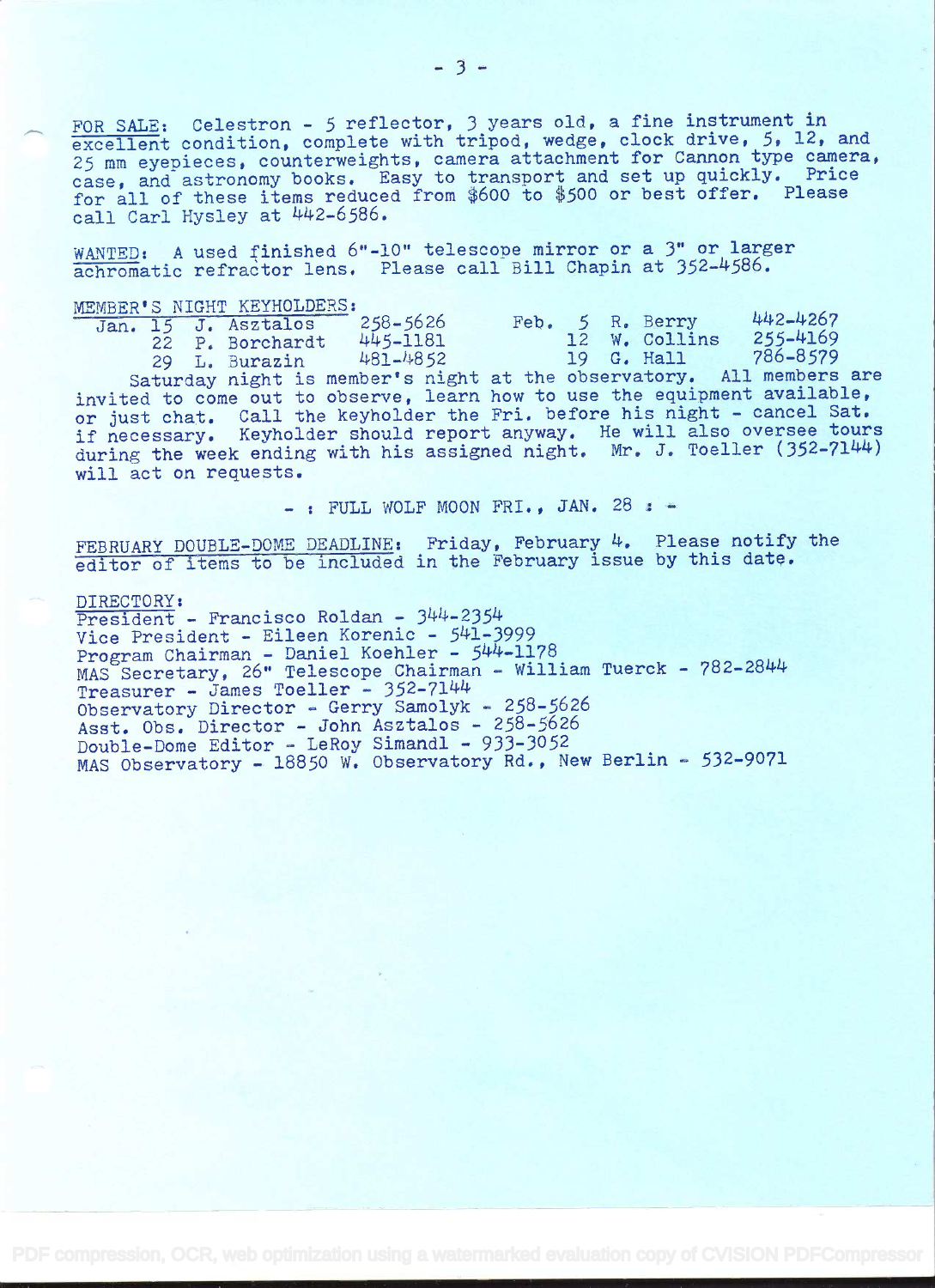FOR SALE: Celestron - 5 reflector, 3 years old, a fine instrument in excellent condition, complete with tripod, wedge, clock drive, 5, 12, and 25 mm eyepieces, counterweights, camera attachment for Cannon type camera, case, and astronomy books. Easy to transport and set up quickly. Price for all of these items reduced from $600 to $500 or best offer. Please call Carl Hysley at 442-6586.

WANTED: A used finished 6"-10" telescope mirror or a 3" or larger achromatic refractor lens. Please call Bill Chapin at 352-4586.

MEMBER'S NIGHT KEYHOLDERS:

| | | | | | |
|---|---|---|---|---|---|
| Jan. 15 | J. Asztalos | 258-5626 | Feb. 5 | R. Berry | 442-4267 |
| 22 | P. Borchardt | 445-1181 | 12 | W. Collins | 255-4169 |
| 29 | L. Burazin | 481-4852 | 19 | G. Hall | 786-8579 |

Saturday night is member's night at the observatory. All members are invited to come out to observe, learn how to use the equipment available, or just chat. Call the keyholder the Fri. before his night - cancel Sat. if necessary. Keyholder should report anyway. He will also oversee tours during the week ending with his assigned night. Mr. J. Toeller (352-7144) will act on requests.

- : FULL WOLF MOON FRI., JAN. 28 : -

FEBRUARY DOUBLE-DOME DEADLINE: Friday, February 4. Please notify the editor of items to be included in the February issue by this date.

DIRECTORY:
President - Francisco Roldan - 344-2354
Vice President - Eileen Korenic - 541-3999
Program Chairman - Daniel Koehler - 544-1178
MAS Secretary, 26" Telescope Chairman - William Tuerck - 782-2844
Treasurer - James Toeller - 352-7144
Observatory Director - Gerry Samolyk - 258-5626
Asst. Obs. Director - John Asztalos - 258-5626
Double-Dome Editor - LeRoy Simandl - 933-3052
MAS Observatory - 18850 W. Observatory Rd., New Berlin - 532-9071